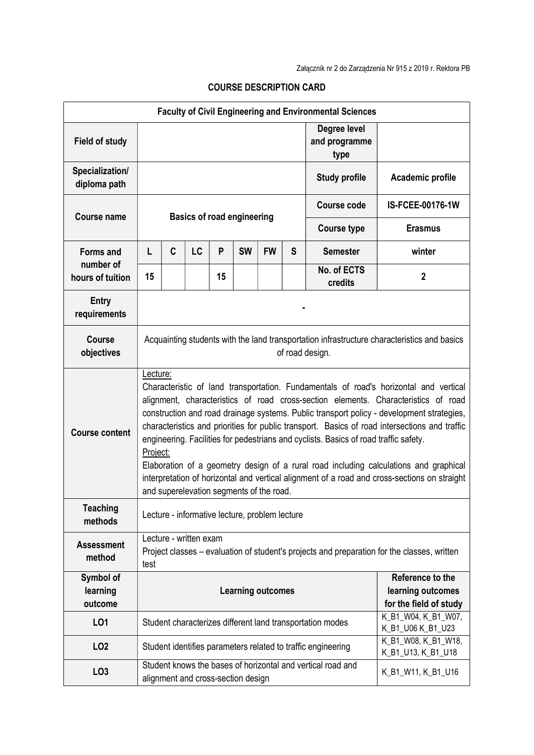Załącznik nr 2 do Zarządzenia Nr 915 z 2019 r. Rektora PB

# COURSE DESCRIPTION CARD

| Faculty of Civil Engineering and Environmental Sciences | | | | | | | | | |
|---|---|---|---|---|---|---|---|---|---|
| **Field of study** | | | | | | | | **Degree level and programme type** | |
| **Specialization/ diploma path** | | | | | | | | **Study profile** | **Academic profile** |
| **Course name** | **Basics of road engineering** | | | | | | | **Course code** | **IS-FCEE-00176-1W** |
| | | | | | | | | **Course type** | **Erasmus** |
| **Forms and number of hours of tuition** | **L** | **C** | **LC** | **P** | **SW** | **FW** | **S** | **Semester** | **winter** |
| | **15** | | | **15** | | | | **No. of ECTS credits** | **2** |
| **Entry requirements** | - | | | | | | | | |
| **Course objectives** | Acquainting students with the land transportation infrastructure characteristics and basics of road design. | | | | | | | | |
| **Course content** | Lecture:<br>Characteristic of land transportation. Fundamentals of road's horizontal and vertical alignment, characteristics of road cross-section elements. Characteristics of road construction and road drainage systems. Public transport policy - development strategies, characteristics and priorities for public transport. Basics of road intersections and traffic engineering. Facilities for pedestrians and cyclists. Basics of road traffic safety.<br>Project:<br>Elaboration of a geometry design of a rural road including calculations and graphical interpretation of horizontal and vertical alignment of a road and cross-sections on straight and superelevation segments of the road. | | | | | | | | |
| **Teaching methods** | Lecture - informative lecture, problem lecture | | | | | | | | |
| **Assessment method** | Lecture - written exam<br>Project classes – evaluation of student's projects and preparation for the classes, written test | | | | | | | | |
| **Symbol of learning outcome** | **Learning outcomes** | | | | | | | | **Reference to the learning outcomes for the field of study** |
| **LO1** | Student characterizes different land transportation modes | | | | | | | | K_B1_W04, K_B1_W07, K_B1_U06 K_B1_U23 |
| **LO2** | Student identifies parameters related to traffic engineering | | | | | | | | K_B1_W08, K_B1_W18, K_B1_U13, K_B1_U18 |
| **LO3** | Student knows the bases of horizontal and vertical road and alignment and cross-section design | | | | | | | | K_B1_W11, K_B1_U16 |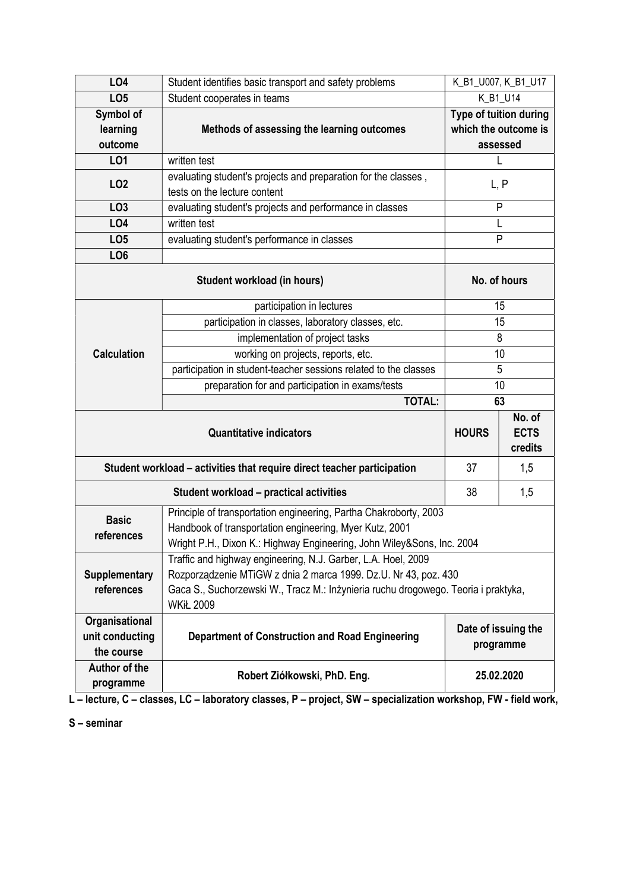| | | | |
|---|---|---|---|
| **LO4** | Student identifies basic transport and safety problems | K_B1_U007, K_B1_U17 | |
| **LO5** | Student cooperates in teams | K_B1_U14 | |
| **Symbol of learning outcome** | **Methods of assessing the learning outcomes** | **Type of tuition during which the outcome is assessed** | |
| **LO1** | written test | L | |
| **LO2** | evaluating student's projects and preparation for the classes , tests on the lecture content | L, P | |
| **LO3** | evaluating student's projects and performance in classes | P | |
| **LO4** | written test | L | |
| **LO5** | evaluating student's performance in classes | P | |
| **LO6** | | | |
| **Student workload (in hours)** | | **No. of hours** | |
| **Calculation** | participation in lectures | 15 | |
| | participation in classes, laboratory classes, etc. | 15 | |
| | implementation of project tasks | 8 | |
| | working on projects, reports, etc. | 10 | |
| | participation in student-teacher sessions related to the classes | 5 | |
| | preparation for and participation in exams/tests | 10 | |
| | **TOTAL:** | **63** | |
| **Quantitative indicators** | | **HOURS** | **No. of ECTS credits** |
| **Student workload – activities that require direct teacher participation** | | 37 | 1,5 |
| **Student workload – practical activities** | | 38 | 1,5 |
| **Basic references** | Principle of transportation engineering, Partha Chakroborty, 2003<br>Handbook of transportation engineering, Myer Kutz, 2001<br>Wright P.H., Dixon K.: Highway Engineering, John Wiley&Sons, Inc. 2004 | | |
| **Supplementary references** | Traffic and highway engineering, N.J. Garber, L.A. Hoel, 2009<br>Rozporządzenie MTiGW z dnia 2 marca 1999. Dz.U. Nr 43, poz. 430<br>Gaca S., Suchorzewski W., Tracz M.: Inżynieria ruchu drogowego. Teoria i praktyka, WKiŁ 2009 | | |
| **Organisational unit conducting the course** | **Department of Construction and Road Engineering** | **Date of issuing the programme** | |
| **Author of the programme** | **Robert Ziółkowski, PhD. Eng.** | **25.02.2020** | |

**L – lecture, C – classes, LC – laboratory classes, P – project, SW – specialization workshop, FW - field work, S – seminar**